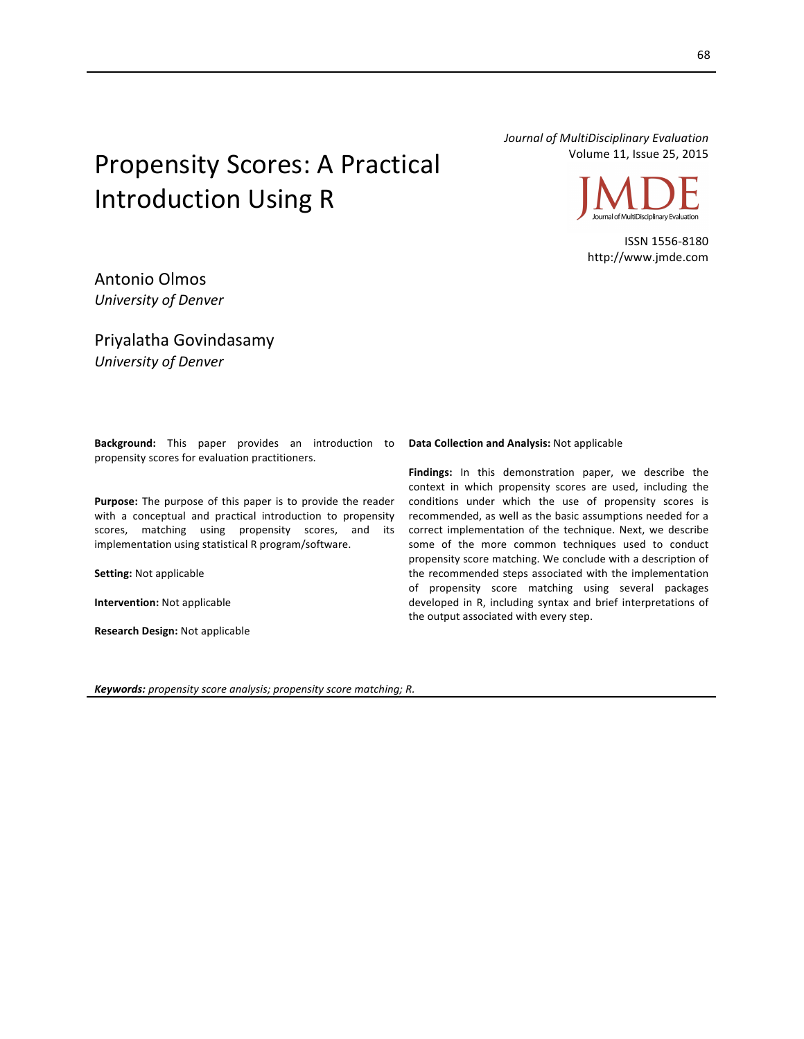*Journal of MultiDisciplinary Evaluation*
Volume 11, Issue 25, 2015

ISSN 1556-8180
http://www.jmde.com

# Propensity Scores: A Practical Introduction Using R

Antonio Olmos
*University of Denver*

Priyalatha Govindasamy
*University of Denver*

**Background:** This paper provides an introduction to propensity scores for evaluation practitioners.

**Purpose:** The purpose of this paper is to provide the reader with a conceptual and practical introduction to propensity scores, matching using propensity scores, and its implementation using statistical R program/software.

**Setting:** Not applicable

**Intervention:** Not applicable

**Research Design:** Not applicable

**Data Collection and Analysis:** Not applicable

**Findings:** In this demonstration paper, we describe the context in which propensity scores are used, including the conditions under which the use of propensity scores is recommended, as well as the basic assumptions needed for a correct implementation of the technique. Next, we describe some of the more common techniques used to conduct propensity score matching. We conclude with a description of the recommended steps associated with the implementation of propensity score matching using several packages developed in R, including syntax and brief interpretations of the output associated with every step.

***Keywords:*** *propensity score analysis; propensity score matching; R.*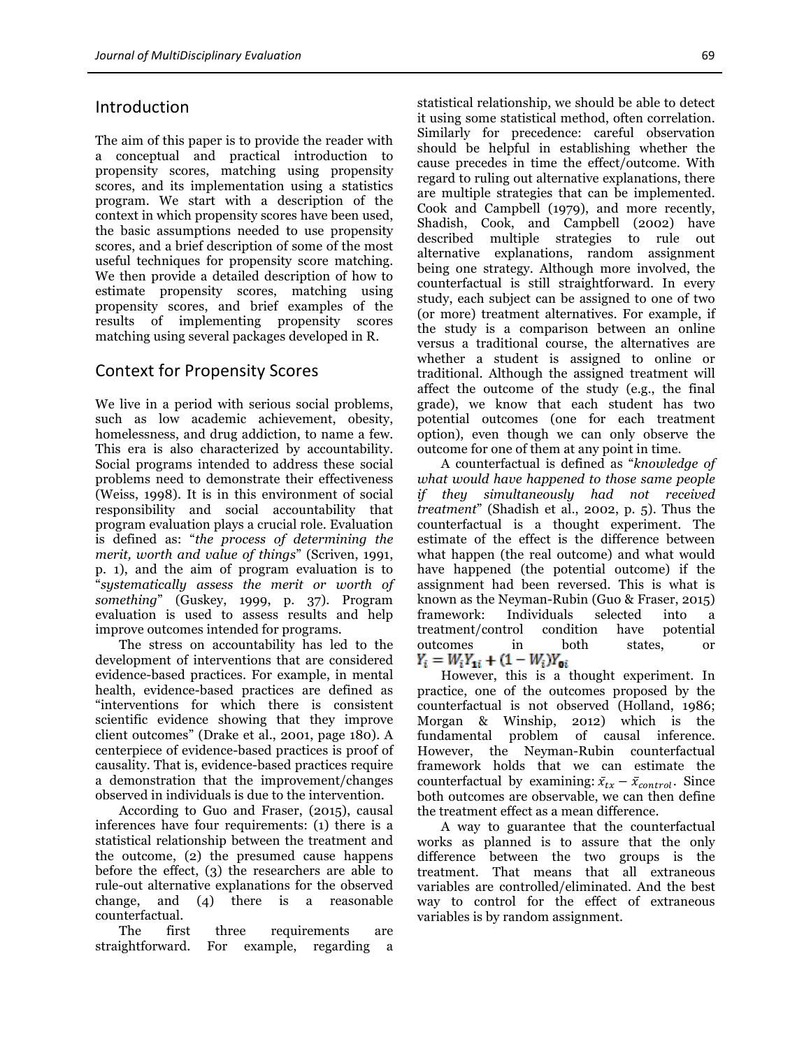## Introduction

The aim of this paper is to provide the reader with a conceptual and practical introduction to propensity scores, matching using propensity scores, and its implementation using a statistics program. We start with a description of the context in which propensity scores have been used, the basic assumptions needed to use propensity scores, and a brief description of some of the most useful techniques for propensity score matching. We then provide a detailed description of how to estimate propensity scores, matching using propensity scores, and brief examples of the results of implementing propensity scores matching using several packages developed in R.

## Context for Propensity Scores

We live in a period with serious social problems, such as low academic achievement, obesity, homelessness, and drug addiction, to name a few. This era is also characterized by accountability. Social programs intended to address these social problems need to demonstrate their effectiveness (Weiss, 1998). It is in this environment of social responsibility and social accountability that program evaluation plays a crucial role. Evaluation is defined as: "*the process of determining the merit, worth and value of things*" (Scriven, 1991, p. 1), and the aim of program evaluation is to "*systematically assess the merit or worth of something*" (Guskey, 1999, p. 37). Program evaluation is used to assess results and help improve outcomes intended for programs.

The stress on accountability has led to the development of interventions that are considered evidence-based practices. For example, in mental health, evidence-based practices are defined as "interventions for which there is consistent scientific evidence showing that they improve client outcomes" (Drake et al., 2001, page 180). A centerpiece of evidence-based practices is proof of causality. That is, evidence-based practices require a demonstration that the improvement/changes observed in individuals is due to the intervention.

According to Guo and Fraser, (2015), causal inferences have four requirements: (1) there is a statistical relationship between the treatment and the outcome, (2) the presumed cause happens before the effect, (3) the researchers are able to rule-out alternative explanations for the observed change, and (4) there is a reasonable counterfactual.

The first three requirements are straightforward. For example, regarding a statistical relationship, we should be able to detect it using some statistical method, often correlation. Similarly for precedence: careful observation should be helpful in establishing whether the cause precedes in time the effect/outcome. With regard to ruling out alternative explanations, there are multiple strategies that can be implemented. Cook and Campbell (1979), and more recently, Shadish, Cook, and Campbell (2002) have described multiple strategies to rule out alternative explanations, random assignment being one strategy. Although more involved, the counterfactual is still straightforward. In every study, each subject can be assigned to one of two (or more) treatment alternatives. For example, if the study is a comparison between an online versus a traditional course, the alternatives are whether a student is assigned to online or traditional. Although the assigned treatment will affect the outcome of the study (e.g., the final grade), we know that each student has two potential outcomes (one for each treatment option), even though we can only observe the outcome for one of them at any point in time.

A counterfactual is defined as "*knowledge of what would have happened to those same people if they simultaneously had not received treatment*" (Shadish et al., 2002, p. 5). Thus the counterfactual is a thought experiment. The estimate of the effect is the difference between what happen (the real outcome) and what would have happened (the potential outcome) if the assignment had been reversed. This is what is known as the Neyman-Rubin (Guo & Fraser, 2015) framework: Individuals selected into a treatment/control condition have potential outcomes in both states, or $Y_i = W_i Y_{1i} + (1 - W_i) Y_{0i}$

However, this is a thought experiment. In practice, one of the outcomes proposed by the counterfactual is not observed (Holland, 1986; Morgan & Winship, 2012) which is the fundamental problem of causal inference. However, the Neyman-Rubin counterfactual framework holds that we can estimate the counterfactual by examining: $\bar{x}_{tx} - \bar{x}_{control}$. Since both outcomes are observable, we can then define the treatment effect as a mean difference.

A way to guarantee that the counterfactual works as planned is to assure that the only difference between the two groups is the treatment. That means that all extraneous variables are controlled/eliminated. And the best way to control for the effect of extraneous variables is by random assignment.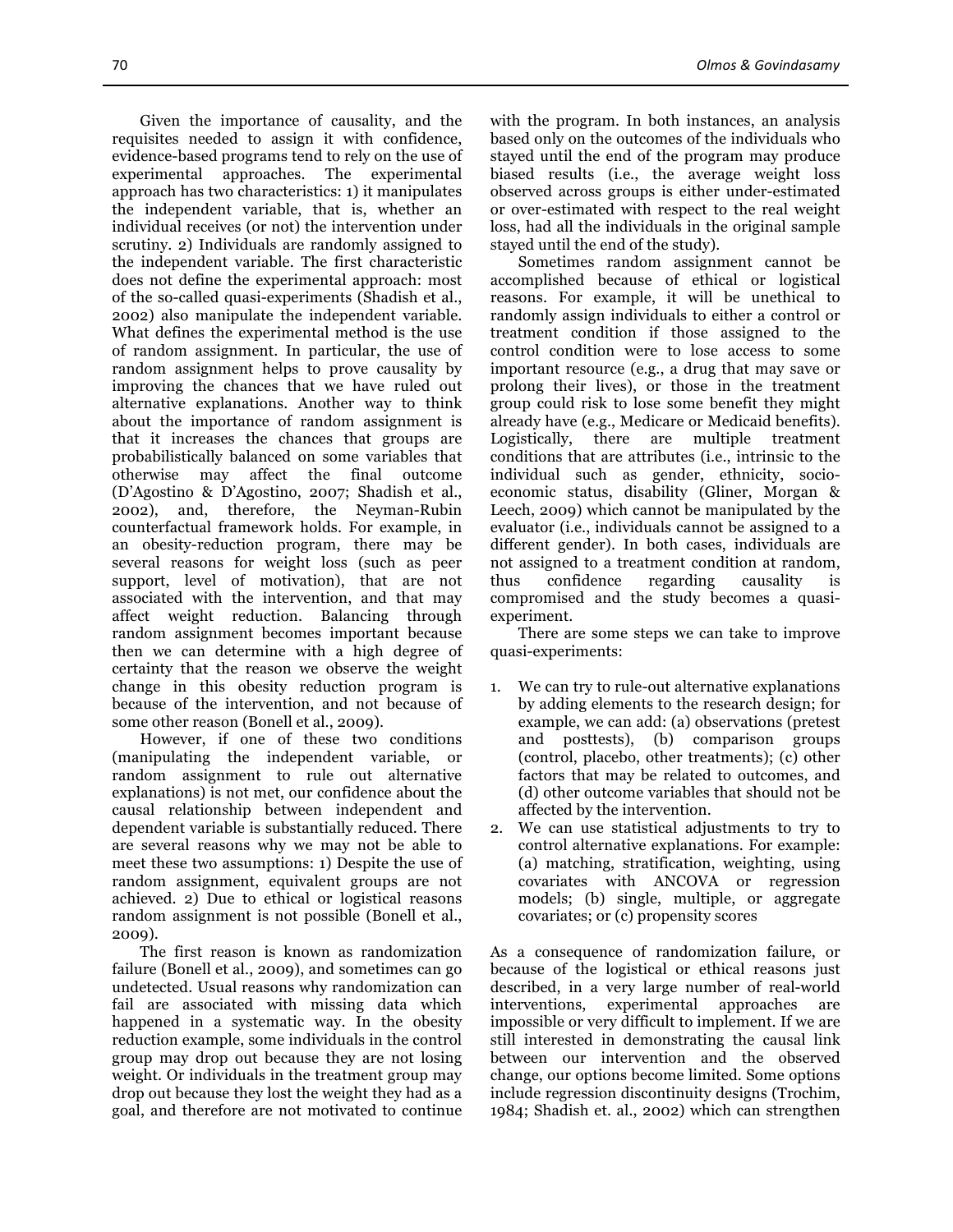Given the importance of causality, and the requisites needed to assign it with confidence, evidence-based programs tend to rely on the use of experimental approaches. The experimental approach has two characteristics: 1) it manipulates the independent variable, that is, whether an individual receives (or not) the intervention under scrutiny. 2) Individuals are randomly assigned to the independent variable. The first characteristic does not define the experimental approach: most of the so-called quasi-experiments (Shadish et al., 2002) also manipulate the independent variable. What defines the experimental method is the use of random assignment. In particular, the use of random assignment helps to prove causality by improving the chances that we have ruled out alternative explanations. Another way to think about the importance of random assignment is that it increases the chances that groups are probabilistically balanced on some variables that otherwise may affect the final outcome (D'Agostino & D'Agostino, 2007; Shadish et al., 2002), and, therefore, the Neyman-Rubin counterfactual framework holds. For example, in an obesity-reduction program, there may be several reasons for weight loss (such as peer support, level of motivation), that are not associated with the intervention, and that may affect weight reduction. Balancing through random assignment becomes important because then we can determine with a high degree of certainty that the reason we observe the weight change in this obesity reduction program is because of the intervention, and not because of some other reason (Bonell et al., 2009).

However, if one of these two conditions (manipulating the independent variable, or random assignment to rule out alternative explanations) is not met, our confidence about the causal relationship between independent and dependent variable is substantially reduced. There are several reasons why we may not be able to meet these two assumptions: 1) Despite the use of random assignment, equivalent groups are not achieved. 2) Due to ethical or logistical reasons random assignment is not possible (Bonell et al., 2009).

The first reason is known as randomization failure (Bonell et al., 2009), and sometimes can go undetected. Usual reasons why randomization can fail are associated with missing data which happened in a systematic way. In the obesity reduction example, some individuals in the control group may drop out because they are not losing weight. Or individuals in the treatment group may drop out because they lost the weight they had as a goal, and therefore are not motivated to continue with the program. In both instances, an analysis based only on the outcomes of the individuals who stayed until the end of the program may produce biased results (i.e., the average weight loss observed across groups is either under-estimated or over-estimated with respect to the real weight loss, had all the individuals in the original sample stayed until the end of the study).

Sometimes random assignment cannot be accomplished because of ethical or logistical reasons. For example, it will be unethical to randomly assign individuals to either a control or treatment condition if those assigned to the control condition were to lose access to some important resource (e.g., a drug that may save or prolong their lives), or those in the treatment group could risk to lose some benefit they might already have (e.g., Medicare or Medicaid benefits). Logistically, there are multiple treatment conditions that are attributes (i.e., intrinsic to the individual such as gender, ethnicity, socio-economic status, disability (Gliner, Morgan & Leech, 2009) which cannot be manipulated by the evaluator (i.e., individuals cannot be assigned to a different gender). In both cases, individuals are not assigned to a treatment condition at random, thus confidence regarding causality is compromised and the study becomes a quasi-experiment.

There are some steps we can take to improve quasi-experiments:

1. We can try to rule-out alternative explanations by adding elements to the research design; for example, we can add: (a) observations (pretest and posttests), (b) comparison groups (control, placebo, other treatments); (c) other factors that may be related to outcomes, and (d) other outcome variables that should not be affected by the intervention.
2. We can use statistical adjustments to try to control alternative explanations. For example: (a) matching, stratification, weighting, using covariates with ANCOVA or regression models; (b) single, multiple, or aggregate covariates; or (c) propensity scores

As a consequence of randomization failure, or because of the logistical or ethical reasons just described, in a very large number of real-world interventions, experimental approaches are impossible or very difficult to implement. If we are still interested in demonstrating the causal link between our intervention and the observed change, our options become limited. Some options include regression discontinuity designs (Trochim, 1984; Shadish et. al., 2002) which can strengthen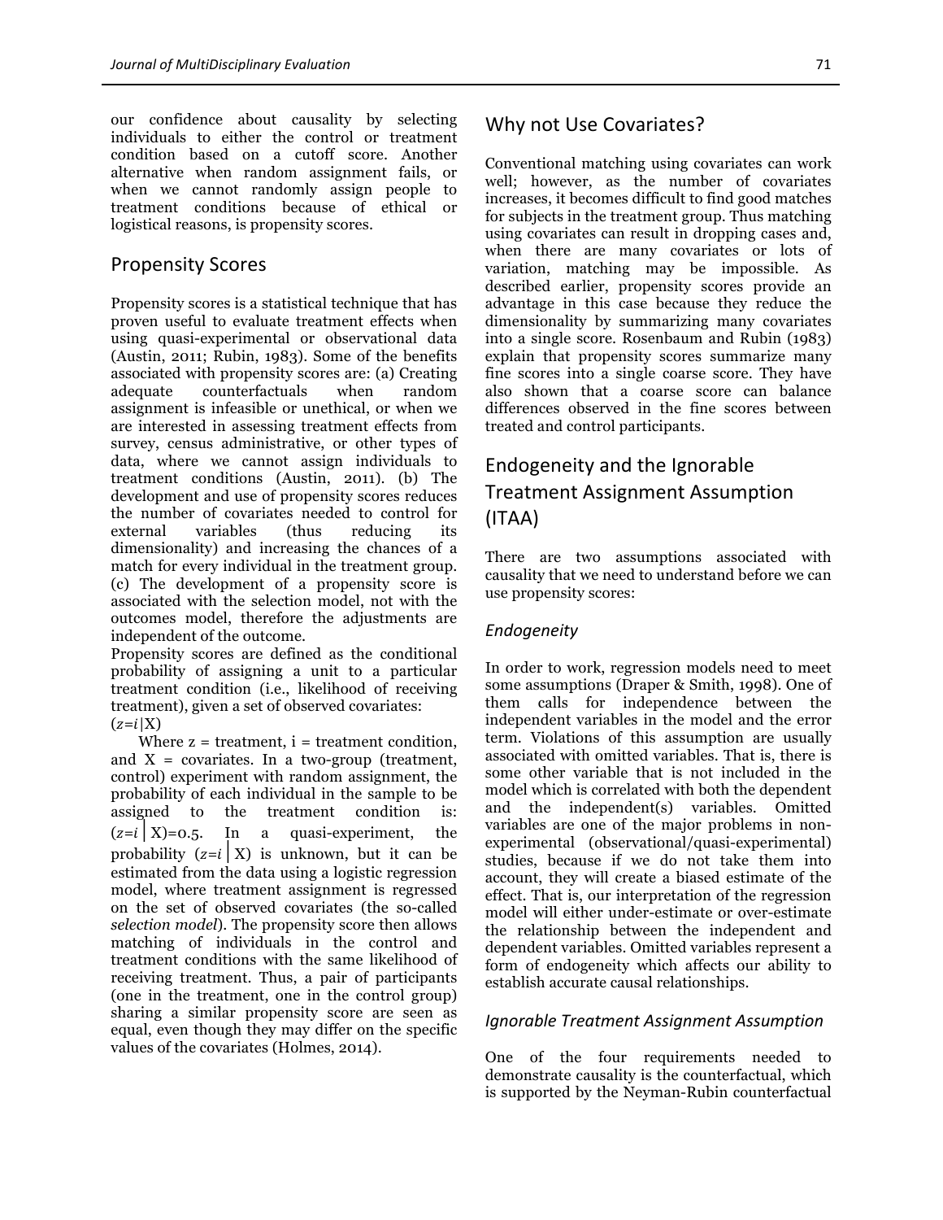our confidence about causality by selecting individuals to either the control or treatment condition based on a cutoff score. Another alternative when random assignment fails, or when we cannot randomly assign people to treatment conditions because of ethical or logistical reasons, is propensity scores.

## Propensity Scores

Propensity scores is a statistical technique that has proven useful to evaluate treatment effects when using quasi-experimental or observational data (Austin, 2011; Rubin, 1983). Some of the benefits associated with propensity scores are: (a) Creating adequate counterfactuals when random assignment is infeasible or unethical, or when we are interested in assessing treatment effects from survey, census administrative, or other types of data, where we cannot assign individuals to treatment conditions (Austin, 2011). (b) The development and use of propensity scores reduces the number of covariates needed to control for external variables (thus reducing its dimensionality) and increasing the chances of a match for every individual in the treatment group. (c) The development of a propensity score is associated with the selection model, not with the outcomes model, therefore the adjustments are independent of the outcome.

Propensity scores are defined as the conditional probability of assigning a unit to a particular treatment condition (i.e., likelihood of receiving treatment), given a set of observed covariates: $(z=i|X)$

Where z = treatment, i = treatment condition, and X = covariates. In a two-group (treatment, control) experiment with random assignment, the probability of each individual in the sample to be assigned to the treatment condition is: $(z=i \mid X)=0.5$. In a quasi-experiment, the probability $(z=i \mid X)$ is unknown, but it can be estimated from the data using a logistic regression model, where treatment assignment is regressed on the set of observed covariates (the so-called *selection model*). The propensity score then allows matching of individuals in the control and treatment conditions with the same likelihood of receiving treatment. Thus, a pair of participants (one in the treatment, one in the control group) sharing a similar propensity score are seen as equal, even though they may differ on the specific values of the covariates (Holmes, 2014).

## Why not Use Covariates?

Conventional matching using covariates can work well; however, as the number of covariates increases, it becomes difficult to find good matches for subjects in the treatment group. Thus matching using covariates can result in dropping cases and, when there are many covariates or lots of variation, matching may be impossible. As described earlier, propensity scores provide an advantage in this case because they reduce the dimensionality by summarizing many covariates into a single score. Rosenbaum and Rubin (1983) explain that propensity scores summarize many fine scores into a single coarse score. They have also shown that a coarse score can balance differences observed in the fine scores between treated and control participants.

## Endogeneity and the Ignorable Treatment Assignment Assumption (ITAA)

There are two assumptions associated with causality that we need to understand before we can use propensity scores:

### *Endogeneity*

In order to work, regression models need to meet some assumptions (Draper & Smith, 1998). One of them calls for independence between the independent variables in the model and the error term. Violations of this assumption are usually associated with omitted variables. That is, there is some other variable that is not included in the model which is correlated with both the dependent and the independent(s) variables. Omitted variables are one of the major problems in non-experimental (observational/quasi-experimental) studies, because if we do not take them into account, they will create a biased estimate of the effect. That is, our interpretation of the regression model will either under-estimate or over-estimate the relationship between the independent and dependent variables. Omitted variables represent a form of endogeneity which affects our ability to establish accurate causal relationships.

### *Ignorable Treatment Assignment Assumption*

One of the four requirements needed to demonstrate causality is the counterfactual, which is supported by the Neyman-Rubin counterfactual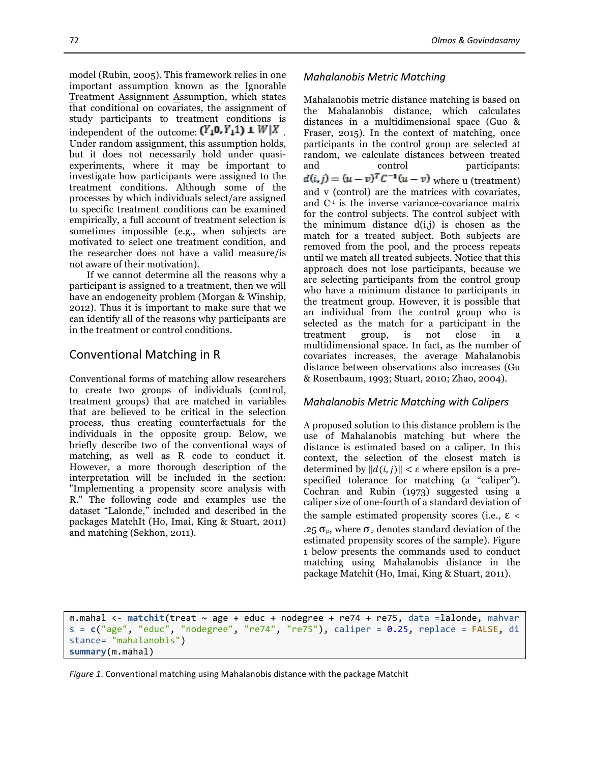model (Rubin, 2005). This framework relies in one important assumption known as the Ignorable Treatment Assignment Assumption, which states that conditional on covariates, the assignment of study participants to treatment conditions is independent of the outcome: $(Y_i 0, Y_i 1) \perp W|X$. Under random assignment, this assumption holds, but it does not necessarily hold under quasi-experiments, where it may be important to investigate how participants were assigned to the treatment conditions. Although some of the processes by which individuals select/are assigned to specific treatment conditions can be examined empirically, a full account of treatment selection is sometimes impossible (e.g., when subjects are motivated to select one treatment condition, and the researcher does not have a valid measure/is not aware of their motivation).

If we cannot determine all the reasons why a participant is assigned to a treatment, then we will have an endogeneity problem (Morgan & Winship, 2012). Thus it is important to make sure that we can identify all of the reasons why participants are in the treatment or control conditions.

## Conventional Matching in R

Conventional forms of matching allow researchers to create two groups of individuals (control, treatment groups) that are matched in variables that are believed to be critical in the selection process, thus creating counterfactuals for the individuals in the opposite group. Below, we briefly describe two of the conventional ways of matching, as well as R code to conduct it. However, a more thorough description of the interpretation will be included in the section: "Implementing a propensity score analysis with R." The following code and examples use the dataset "Lalonde," included and described in the packages MatchIt (Ho, Imai, King & Stuart, 2011) and matching (Sekhon, 2011).

### *Mahalanobis Metric Matching*

Mahalanobis metric distance matching is based on the Mahalanobis distance, which calculates distances in a multidimensional space (Guo & Fraser, 2015). In the context of matching, once participants in the control group are selected at random, we calculate distances between treated and control participants: $d(i,j) = (u-v)^T C^{-1}(u-v)$ where u (treatment) and v (control) are the matrices with covariates, and $C^{-1}$ is the inverse variance-covariance matrix for the control subjects. The control subject with the minimum distance d(i,j) is chosen as the match for a treated subject. Both subjects are removed from the pool, and the process repeats until we match all treated subjects. Notice that this approach does not lose participants, because we are selecting participants from the control group who have a minimum distance to participants in the treatment group. However, it is possible that an individual from the control group who is selected as the match for a participant in the treatment group, is not close in a multidimensional space. In fact, as the number of covariates increases, the average Mahalanobis distance between observations also increases (Gu & Rosenbaum, 1993; Stuart, 2010; Zhao, 2004).

### *Mahalanobis Metric Matching with Calipers*

A proposed solution to this distance problem is the use of Mahalanobis matching but where the distance is estimated based on a caliper. In this context, the selection of the closest match is determined by $\|d(i,j)\| < \varepsilon$ where epsilon is a pre-specified tolerance for matching (a "caliper"). Cochran and Rubin (1973) suggested using a caliper size of one-fourth of a standard deviation of the sample estimated propensity scores (i.e., $\varepsilon < .25\,\sigma_P$, where $\sigma_P$ denotes standard deviation of the estimated propensity scores of the sample). Figure 1 below presents the commands used to conduct matching using Mahalanobis distance in the package Matchit (Ho, Imai, King & Stuart, 2011).

```
m.mahal <- matchit(treat ~ age + educ + nodegree + re74 + re75, data =lalonde, mahvar
s = c("age", "educ", "nodegree", "re74", "re75"), caliper = 0.25, replace = FALSE, di
stance= "mahalanobis")
summary(m.mahal)
```

*Figure 1.* Conventional matching using Mahalanobis distance with the package MatchIt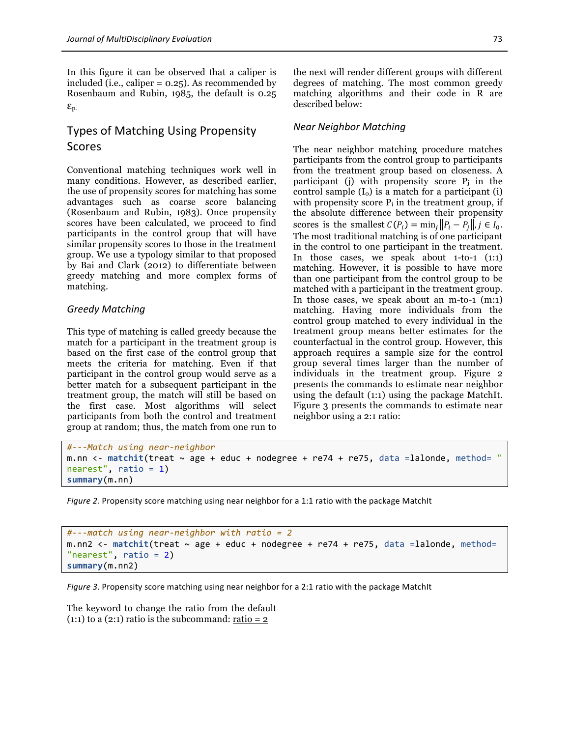In this figure it can be observed that a caliper is included (i.e., caliper = 0.25). As recommended by Rosenbaum and Rubin, 1985, the default is 0.25 $\varepsilon_{p.}$

## Types of Matching Using Propensity Scores

Conventional matching techniques work well in many conditions. However, as described earlier, the use of propensity scores for matching has some advantages such as coarse score balancing (Rosenbaum and Rubin, 1983). Once propensity scores have been calculated, we proceed to find participants in the control group that will have similar propensity scores to those in the treatment group. We use a typology similar to that proposed by Bai and Clark (2012) to differentiate between greedy matching and more complex forms of matching.

### *Greedy Matching*

This type of matching is called greedy because the match for a participant in the treatment group is based on the first case of the control group that meets the criteria for matching. Even if that participant in the control group would serve as a better match for a subsequent participant in the treatment group, the match will still be based on the first case. Most algorithms will select participants from both the control and treatment group at random; thus, the match from one run to the next will render different groups with different degrees of matching. The most common greedy matching algorithms and their code in R are described below:

### *Near Neighbor Matching*

The near neighbor matching procedure matches participants from the control group to participants from the treatment group based on closeness. A participant (j) with propensity score $P_j$ in the control sample ($I_0$) is a match for a participant (i) with propensity score $P_i$ in the treatment group, if the absolute difference between their propensity scores is the smallest $C(P_i) = \min_j \|P_i - P_j\|, j \in I_0$. The most traditional matching is of one participant in the control to one participant in the treatment. In those cases, we speak about 1-to-1 (1:1) matching. However, it is possible to have more than one participant from the control group to be matched with a participant in the treatment group. In those cases, we speak about an m-to-1 (m:1) matching. Having more individuals from the control group matched to every individual in the treatment group means better estimates for the counterfactual in the control group. However, this approach requires a sample size for the control group several times larger than the number of individuals in the treatment group. Figure 2 presents the commands to estimate near neighbor using the default (1:1) using the package MatchIt. Figure 3 presents the commands to estimate near neighbor using a 2:1 ratio:

```
#---Match using near-neighbor
m.nn <- matchit(treat ~ age + educ + nodegree + re74 + re75, data =lalonde, method= "
nearest", ratio = 1)
summary(m.nn)
```

*Figure 2.* Propensity score matching using near neighbor for a 1:1 ratio with the package MatchIt

```
#---match using near-neighbor with ratio = 2
m.nn2 <- matchit(treat ~ age + educ + nodegree + re74 + re75, data =lalonde, method=
"nearest", ratio = 2)
summary(m.nn2)
```

*Figure 3*. Propensity score matching using near neighbor for a 2:1 ratio with the package MatchIt

The keyword to change the ratio from the default (1:1) to a (2:1) ratio is the subcommand: ratio = 2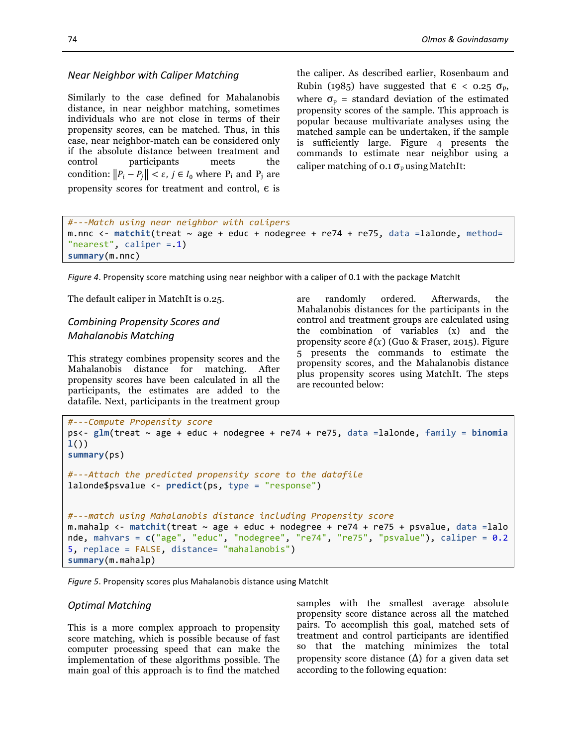### Near Neighbor with Caliper Matching

Similarly to the case defined for Mahalanobis distance, in near neighbor matching, sometimes individuals who are not close in terms of their propensity scores, can be matched. Thus, in this case, near neighbor-match can be considered only if the absolute distance between treatment and control participants meets the condition: $\|P_i - P_j\| < \varepsilon,\ j \in I_0$ where $P_i$ and $P_j$ are propensity scores for treatment and control, $\epsilon$ is the caliper. As described earlier, Rosenbaum and Rubin (1985) have suggested that $\epsilon < 0.25\ \sigma_p$, where $\sigma_p$ = standard deviation of the estimated propensity scores of the sample. This approach is popular because multivariate analyses using the matched sample can be undertaken, if the sample is sufficiently large. Figure 4 presents the commands to estimate near neighbor using a caliper matching of $0.1\ \sigma_p$ using MatchIt:

```
#---Match using near neighbor with calipers
m.nnc <- matchit(treat ~ age + educ + nodegree + re74 + re75, data =lalonde, method=
"nearest", caliper =.1)
summary(m.nnc)
```

*Figure 4*. Propensity score matching using near neighbor with a caliper of 0.1 with the package MatchIt

The default caliper in MatchIt is 0.25.

### Combining Propensity Scores and Mahalanobis Matching

This strategy combines propensity scores and the Mahalanobis distance for matching. After propensity scores have been calculated in all the participants, the estimates are added to the datafile. Next, participants in the treatment group are randomly ordered. Afterwards, the Mahalanobis distances for the participants in the control and treatment groups are calculated using the combination of variables (x) and the propensity score $\hat{e}(x)$ (Guo & Fraser, 2015). Figure 5 presents the commands to estimate the propensity scores, and the Mahalanobis distance plus propensity scores using MatchIt. The steps are recounted below:

```
#---Compute Propensity score
ps<- glm(treat ~ age + educ + nodegree + re74 + re75, data =lalonde, family = binomia
l())
summary(ps)

#---Attach the predicted propensity score to the datafile
lalonde$psvalue <- predict(ps, type = "response")


#---match using Mahalanobis distance including Propensity score
m.mahalp <- matchit(treat ~ age + educ + nodegree + re74 + re75 + psvalue, data =lalo
nde, mahvars = c("age", "educ", "nodegree", "re74", "re75", "psvalue"), caliper = 0.2
5, replace = FALSE, distance= "mahalanobis")
summary(m.mahalp)
```

*Figure 5*. Propensity scores plus Mahalanobis distance using MatchIt

### Optimal Matching

This is a more complex approach to propensity score matching, which is possible because of fast computer processing speed that can make the implementation of these algorithms possible. The main goal of this approach is to find the matched samples with the smallest average absolute propensity score distance across all the matched pairs. To accomplish this goal, matched sets of treatment and control participants are identified so that the matching minimizes the total propensity score distance ($\Delta$) for a given data set according to the following equation: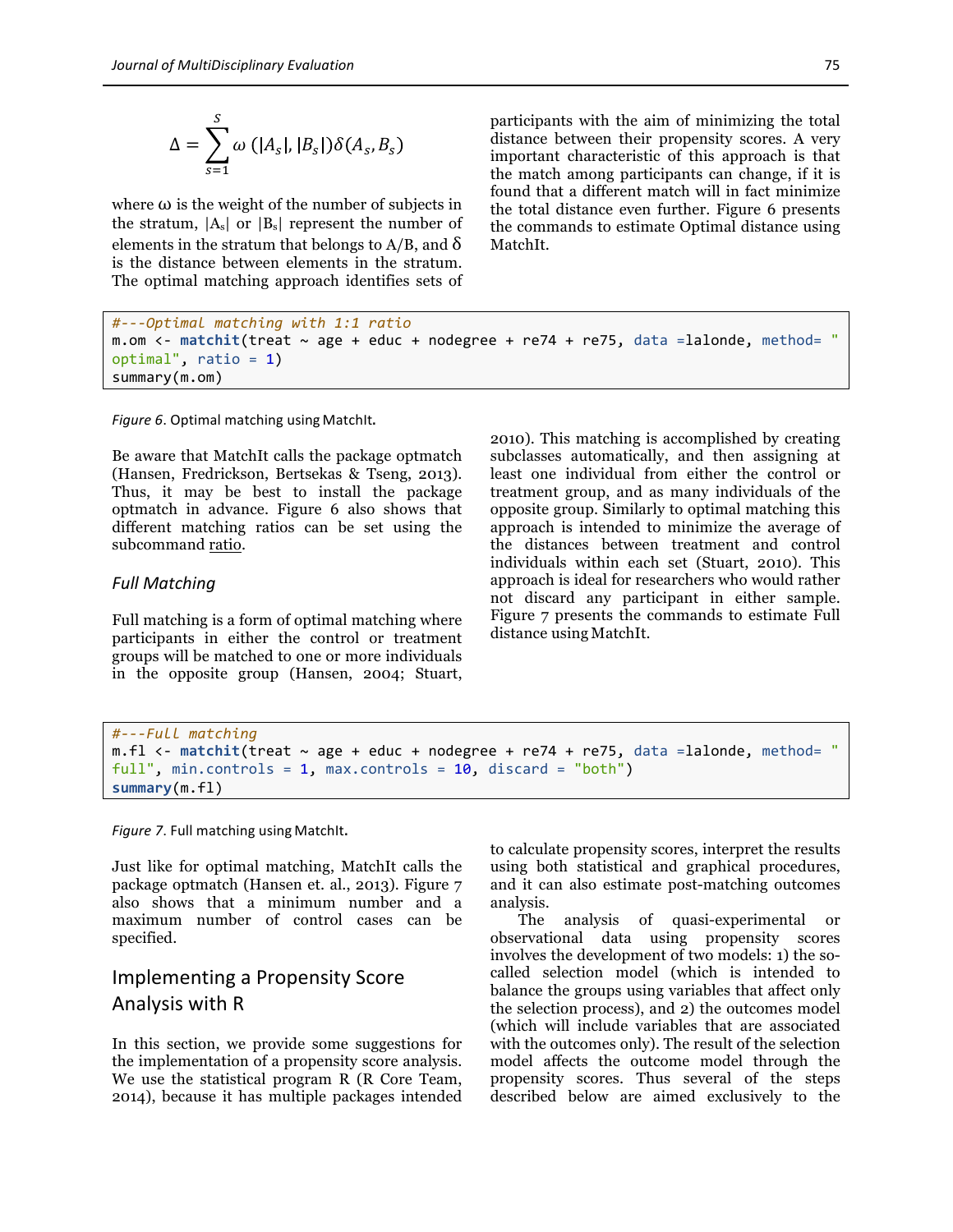$$\Delta = \sum_{s=1}^{S} \omega\,(|A_s|, |B_s|)\delta(A_s, B_s)$$

where ω is the weight of the number of subjects in the stratum, $|A_s|$ or $|B_s|$ represent the number of elements in the stratum that belongs to A/B, and δ is the distance between elements in the stratum. The optimal matching approach identifies sets of participants with the aim of minimizing the total distance between their propensity scores. A very important characteristic of this approach is that the match among participants can change, if it is found that a different match will in fact minimize the total distance even further. Figure 6 presents the commands to estimate Optimal distance using MatchIt.

```
#---Optimal matching with 1:1 ratio
m.om <- matchit(treat ~ age + educ + nodegree + re74 + re75, data =lalonde, method= "
optimal", ratio = 1)
summary(m.om)
```

*Figure 6*. Optimal matching using MatchIt.

Be aware that MatchIt calls the package optmatch (Hansen, Fredrickson, Bertsekas & Tseng, 2013). Thus, it may be best to install the package optmatch in advance. Figure 6 also shows that different matching ratios can be set using the subcommand ratio.

### *Full Matching*

Full matching is a form of optimal matching where participants in either the control or treatment groups will be matched to one or more individuals in the opposite group (Hansen, 2004; Stuart, 2010). This matching is accomplished by creating subclasses automatically, and then assigning at least one individual from either the control or treatment group, and as many individuals of the opposite group. Similarly to optimal matching this approach is intended to minimize the average of the distances between treatment and control individuals within each set (Stuart, 2010). This approach is ideal for researchers who would rather not discard any participant in either sample. Figure 7 presents the commands to estimate Full distance using MatchIt.

```
#---Full matching
m.fl <- matchit(treat ~ age + educ + nodegree + re74 + re75, data =lalonde, method= "
full", min.controls = 1, max.controls = 10, discard = "both")
summary(m.fl)
```

*Figure 7*. Full matching using MatchIt.

Just like for optimal matching, MatchIt calls the package optmatch (Hansen et. al., 2013). Figure 7 also shows that a minimum number and a maximum number of control cases can be specified.

## Implementing a Propensity Score Analysis with R

In this section, we provide some suggestions for the implementation of a propensity score analysis. We use the statistical program R (R Core Team, 2014), because it has multiple packages intended to calculate propensity scores, interpret the results using both statistical and graphical procedures, and it can also estimate post-matching outcomes analysis.

The analysis of quasi-experimental or observational data using propensity scores involves the development of two models: 1) the so-called selection model (which is intended to balance the groups using variables that affect only the selection process), and 2) the outcomes model (which will include variables that are associated with the outcomes only). The result of the selection model affects the outcome model through the propensity scores. Thus several of the steps described below are aimed exclusively to the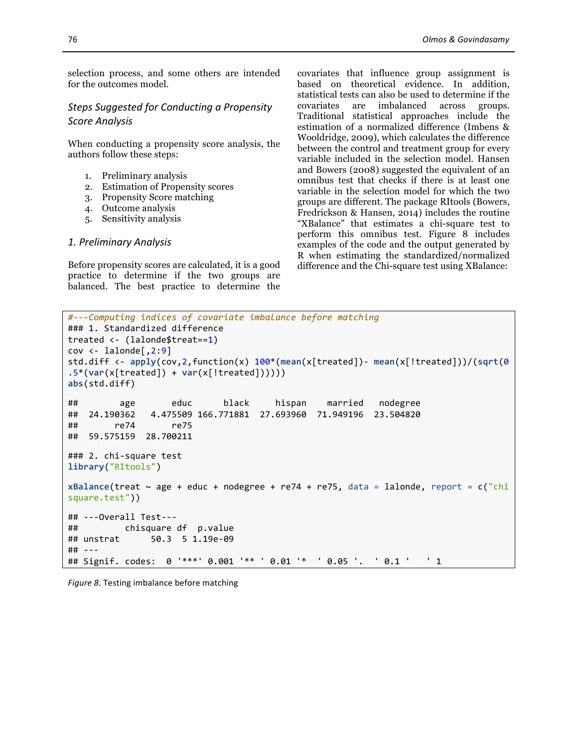selection process, and some others are intended for the outcomes model.

### Steps Suggested for Conducting a Propensity Score Analysis

When conducting a propensity score analysis, the authors follow these steps:

1. Preliminary analysis
2. Estimation of Propensity scores
3. Propensity Score matching
4. Outcome analysis
5. Sensitivity analysis

### 1. Preliminary Analysis

Before propensity scores are calculated, it is a good practice to determine if the two groups are balanced. The best practice to determine the covariates that influence group assignment is based on theoretical evidence. In addition, statistical tests can also be used to determine if the covariates are imbalanced across groups. Traditional statistical approaches include the estimation of a normalized difference (Imbens & Wooldridge, 2009), which calculates the difference between the control and treatment group for every variable included in the selection model. Hansen and Bowers (2008) suggested the equivalent of an omnibus test that checks if there is at least one variable in the selection model for which the two groups are different. The package RItools (Bowers, Fredrickson & Hansen, 2014) includes the routine "XBalance" that estimates a chi-square test to perform this omnibus test. Figure 8 includes examples of the code and the output generated by R when estimating the standardized/normalized difference and the Chi-square test using XBalance:

```
#---Computing indices of covariate imbalance before matching
### 1. Standardized difference
treated <- (lalonde$treat==1)
cov <- lalonde[,2:9]
std.diff <- apply(cov,2,function(x) 100*(mean(x[treated])- mean(x[!treated]))/(sqrt(0
.5*(var(x[treated]) + var(x[!treated])))))
abs(std.diff)

##        age       educ      black     hispan    married   nodegree
##  24.190362   4.475509 166.771881  27.693960  71.949196  23.504820
##       re74       re75
##  59.575159  28.700211

### 2. chi-square test
library("RItools")

xBalance(treat ~ age + educ + nodegree + re74 + re75, data = lalonde, report = c("chi
square.test"))

## ---Overall Test---
##         chisquare df  p.value
## unstrat      50.3  5 1.19e-09
## ---
## Signif. codes:  0 '***' 0.001 '** ' 0.01 '*  ' 0.05 '.  ' 0.1 '   ' 1
```

*Figure 8*. Testing imbalance before matching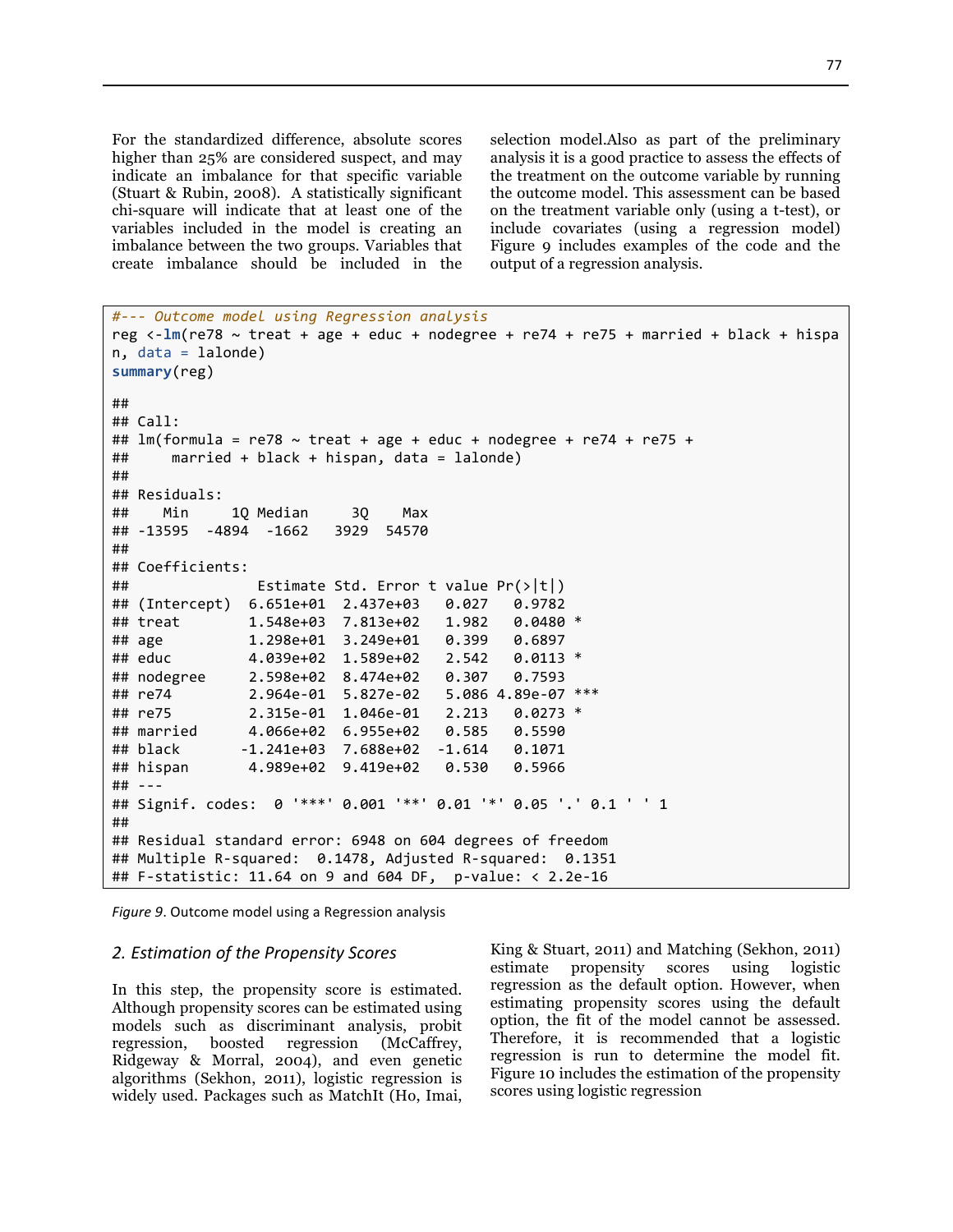For the standardized difference, absolute scores higher than 25% are considered suspect, and may indicate an imbalance for that specific variable (Stuart & Rubin, 2008). A statistically significant chi-square will indicate that at least one of the variables included in the model is creating an imbalance between the two groups. Variables that create imbalance should be included in the selection model.Also as part of the preliminary analysis it is a good practice to assess the effects of the treatment on the outcome variable by running the outcome model. This assessment can be based on the treatment variable only (using a t-test), or include covariates (using a regression model) Figure 9 includes examples of the code and the output of a regression analysis.

```
#--- Outcome model using Regression analysis
reg <-lm(re78 ~ treat + age + educ + nodegree + re74 + re75 + married + black + hispa
n, data = lalonde)
summary(reg)

##
## Call:
## lm(formula = re78 ~ treat + age + educ + nodegree + re74 + re75 +
##     married + black + hispan, data = lalonde)
##
## Residuals:
##    Min     1Q Median     3Q    Max
## -13595  -4894  -1662   3929  54570
##
## Coefficients:
##               Estimate Std. Error t value Pr(>|t|)
## (Intercept)  6.651e+01  2.437e+03   0.027   0.9782
## treat        1.548e+03  7.813e+02   1.982   0.0480 *
## age          1.298e+01  3.249e+01   0.399   0.6897
## educ         4.039e+02  1.589e+02   2.542   0.0113 *
## nodegree     2.598e+02  8.474e+02   0.307   0.7593
## re74         2.964e-01  5.827e-02   5.086 4.89e-07 ***
## re75         2.315e-01  1.046e-01   2.213   0.0273 *
## married      4.066e+02  6.955e+02   0.585   0.5590
## black       -1.241e+03  7.688e+02  -1.614   0.1071
## hispan       4.989e+02  9.419e+02   0.530   0.5966
## ---
## Signif. codes:  0 '***' 0.001 '**' 0.01 '*' 0.05 '.' 0.1 ' ' 1
##
## Residual standard error: 6948 on 604 degrees of freedom
## Multiple R-squared:  0.1478, Adjusted R-squared:  0.1351
## F-statistic: 11.64 on 9 and 604 DF,  p-value: < 2.2e-16
```

*Figure 9*. Outcome model using a Regression analysis

## *2. Estimation of the Propensity Scores*

In this step, the propensity score is estimated. Although propensity scores can be estimated using models such as discriminant analysis, probit regression, boosted regression (McCaffrey, Ridgeway & Morral, 2004), and even genetic algorithms (Sekhon, 2011), logistic regression is widely used. Packages such as MatchIt (Ho, Imai, King & Stuart, 2011) and Matching (Sekhon, 2011) estimate propensity scores using logistic regression as the default option. However, when estimating propensity scores using the default option, the fit of the model cannot be assessed. Therefore, it is recommended that a logistic regression is run to determine the model fit. Figure 10 includes the estimation of the propensity scores using logistic regression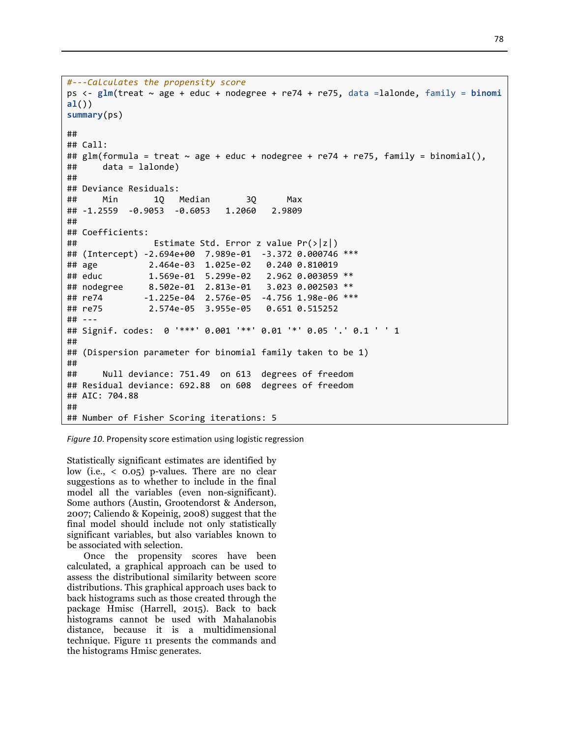```
#---Calculates the propensity score
ps <- glm(treat ~ age + educ + nodegree + re74 + re75, data =lalonde, family = binomial())
summary(ps)

##
## Call:
## glm(formula = treat ~ age + educ + nodegree + re74 + re75, family = binomial(),
##     data = lalonde)
##
## Deviance Residuals:
##     Min       1Q   Median       3Q      Max
## -1.2559  -0.9053  -0.6053   1.2060   2.9809
##
## Coefficients:
##               Estimate Std. Error z value Pr(>|z|)
## (Intercept) -2.694e+00  7.989e-01  -3.372 0.000746 ***
## age          2.464e-03  1.025e-02   0.240 0.810019
## educ         1.569e-01  5.299e-02   2.962 0.003059 **
## nodegree     8.502e-01  2.813e-01   3.023 0.002503 **
## re74        -1.225e-04  2.576e-05  -4.756 1.98e-06 ***
## re75         2.574e-05  3.955e-05   0.651 0.515252
## ---
## Signif. codes:  0 '***' 0.001 '**' 0.01 '*' 0.05 '.' 0.1 ' ' 1
##
## (Dispersion parameter for binomial family taken to be 1)
##
##     Null deviance: 751.49  on 613  degrees of freedom
## Residual deviance: 692.88  on 608  degrees of freedom
## AIC: 704.88
##
## Number of Fisher Scoring iterations: 5
```

*Figure 10.* Propensity score estimation using logistic regression

Statistically significant estimates are identified by low (i.e., < 0.05) p-values. There are no clear suggestions as to whether to include in the final model all the variables (even non-significant). Some authors (Austin, Grootendorst & Anderson, 2007; Caliendo & Kopeinig, 2008) suggest that the final model should include not only statistically significant variables, but also variables known to be associated with selection.

Once the propensity scores have been calculated, a graphical approach can be used to assess the distributional similarity between score distributions. This graphical approach uses back to back histograms such as those created through the package Hmisc (Harrell, 2015). Back to back histograms cannot be used with Mahalanobis distance, because it is a multidimensional technique. Figure 11 presents the commands and the histograms Hmisc generates.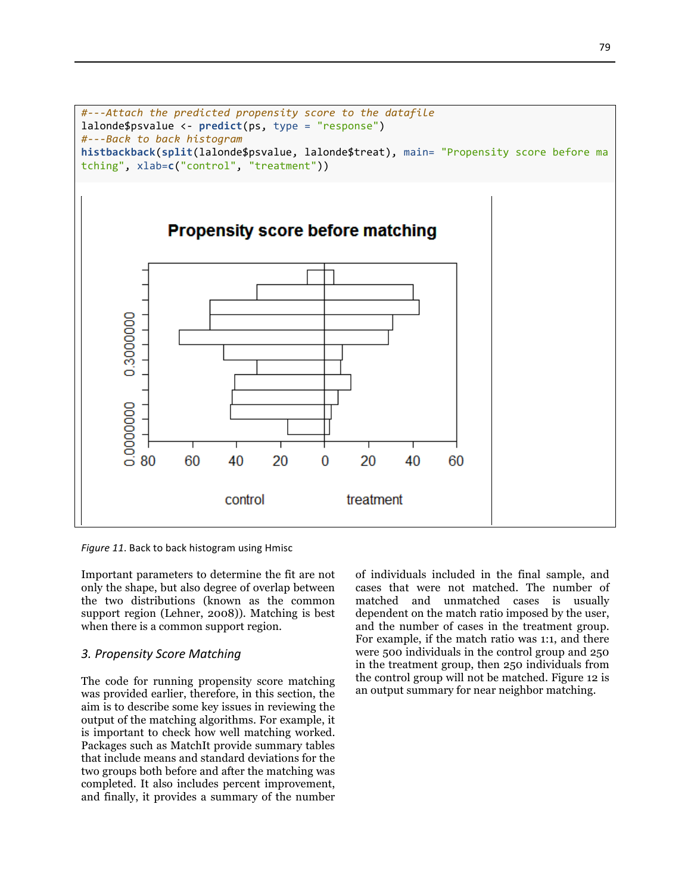```
#---Attach the predicted propensity score to the datafile
lalonde$psvalue <- predict(ps, type = "response")
#---Back to back histogram
histbackback(split(lalonde$psvalue, lalonde$treat), main= "Propensity score before ma
tching", xlab=c("control", "treatment"))
```

*Figure 11*. Back to back histogram using Hmisc

Important parameters to determine the fit are not only the shape, but also degree of overlap between the two distributions (known as the common support region (Lehner, 2008)). Matching is best when there is a common support region.

### *3. Propensity Score Matching*

The code for running propensity score matching was provided earlier, therefore, in this section, the aim is to describe some key issues in reviewing the output of the matching algorithms. For example, it is important to check how well matching worked. Packages such as MatchIt provide summary tables that include means and standard deviations for the two groups both before and after the matching was completed. It also includes percent improvement, and finally, it provides a summary of the number of individuals included in the final sample, and cases that were not matched. The number of matched and unmatched cases is usually dependent on the match ratio imposed by the user, and the number of cases in the treatment group. For example, if the match ratio was 1:1, and there were 500 individuals in the control group and 250 in the treatment group, then 250 individuals from the control group will not be matched. Figure 12 is an output summary for near neighbor matching.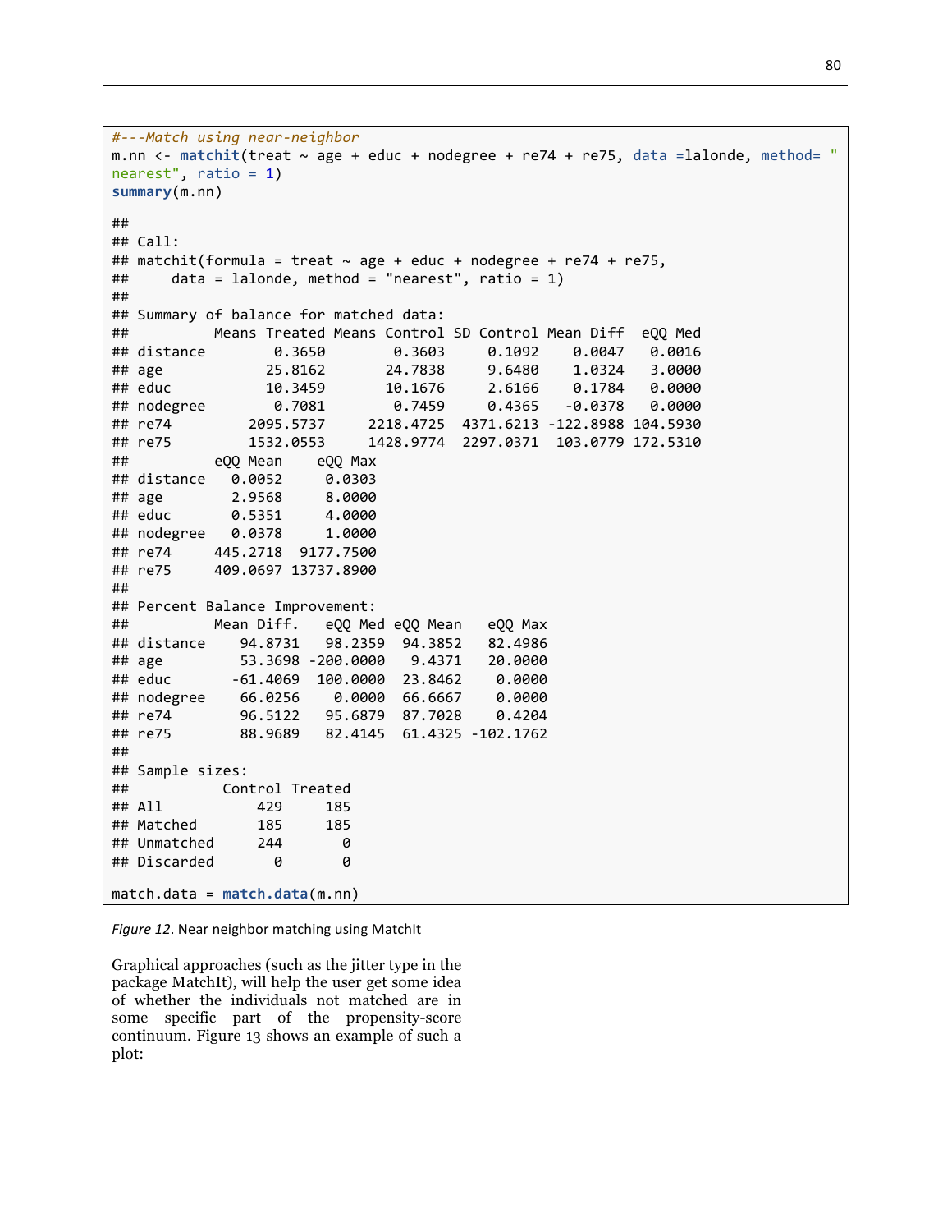```
#---Match using near-neighbor
m.nn <- matchit(treat ~ age + educ + nodegree + re74 + re75, data =lalonde, method= "
nearest", ratio = 1)
summary(m.nn)

##
## Call:
## matchit(formula = treat ~ age + educ + nodegree + re74 + re75,
##     data = lalonde, method = "nearest", ratio = 1)
##
## Summary of balance for matched data:
##          Means Treated Means Control SD Control Mean Diff  eQQ Med
## distance        0.3650        0.3603     0.1092    0.0047   0.0016
## age            25.8162       24.7838     9.6480    1.0324   3.0000
## educ           10.3459       10.1676     2.6166    0.1784   0.0000
## nodegree        0.7081        0.7459     0.4365   -0.0378   0.0000
## re74         2095.5737     2218.4725  4371.6213 -122.8988 104.5930
## re75         1532.0553     1428.9774  2297.0371  103.0779 172.5310
##          eQQ Mean    eQQ Max
## distance   0.0052     0.0303
## age        2.9568     8.0000
## educ       0.5351     4.0000
## nodegree   0.0378     1.0000
## re74     445.2718  9177.7500
## re75     409.0697 13737.8900
##
## Percent Balance Improvement:
##          Mean Diff.   eQQ Med eQQ Mean   eQQ Max
## distance    94.8731   98.2359  94.3852   82.4986
## age         53.3698 -200.0000   9.4371   20.0000
## educ       -61.4069  100.0000  23.8462    0.0000
## nodegree    66.0256    0.0000  66.6667    0.0000
## re74        96.5122   95.6879  87.7028    0.4204
## re75        88.9689   82.4145  61.4325 -102.1762
##
## Sample sizes:
##           Control Treated
## All           429     185
## Matched       185     185
## Unmatched     244       0
## Discarded       0       0

match.data = match.data(m.nn)
```

*Figure 12.* Near neighbor matching using MatchIt

Graphical approaches (such as the jitter type in the package MatchIt), will help the user get some idea of whether the individuals not matched are in some specific part of the propensity-score continuum. Figure 13 shows an example of such a plot: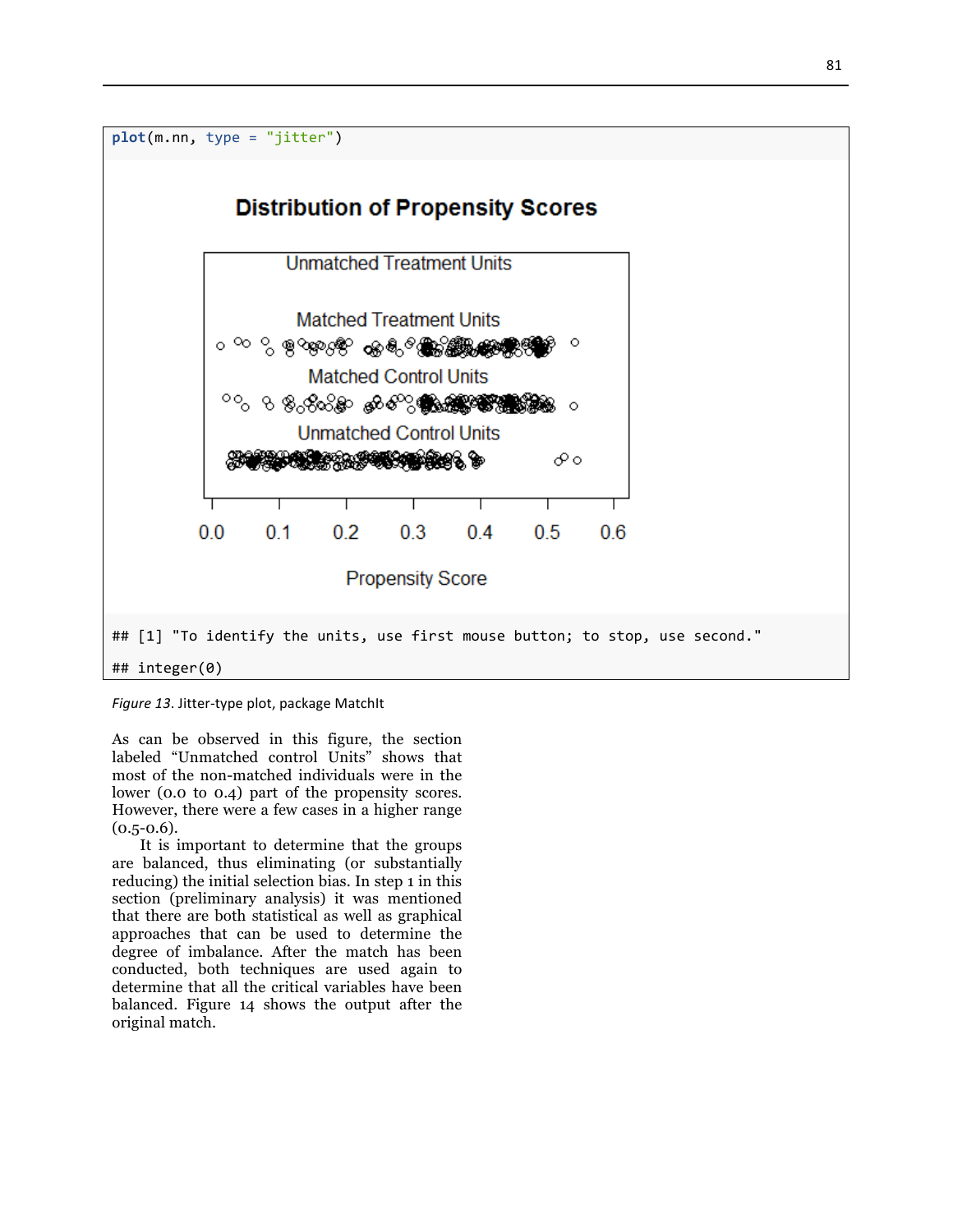```
plot(m.nn, type = "jitter")
```

```
## [1] "To identify the units, use first mouse button; to stop, use second."

## integer(0)
```

*Figure 13.* Jitter-type plot, package MatchIt

As can be observed in this figure, the section labeled “Unmatched control Units” shows that most of the non-matched individuals were in the lower (0.0 to 0.4) part of the propensity scores. However, there were a few cases in a higher range (0.5-0.6).

It is important to determine that the groups are balanced, thus eliminating (or substantially reducing) the initial selection bias. In step 1 in this section (preliminary analysis) it was mentioned that there are both statistical as well as graphical approaches that can be used to determine the degree of imbalance. After the match has been conducted, both techniques are used again to determine that all the critical variables have been balanced. Figure 14 shows the output after the original match.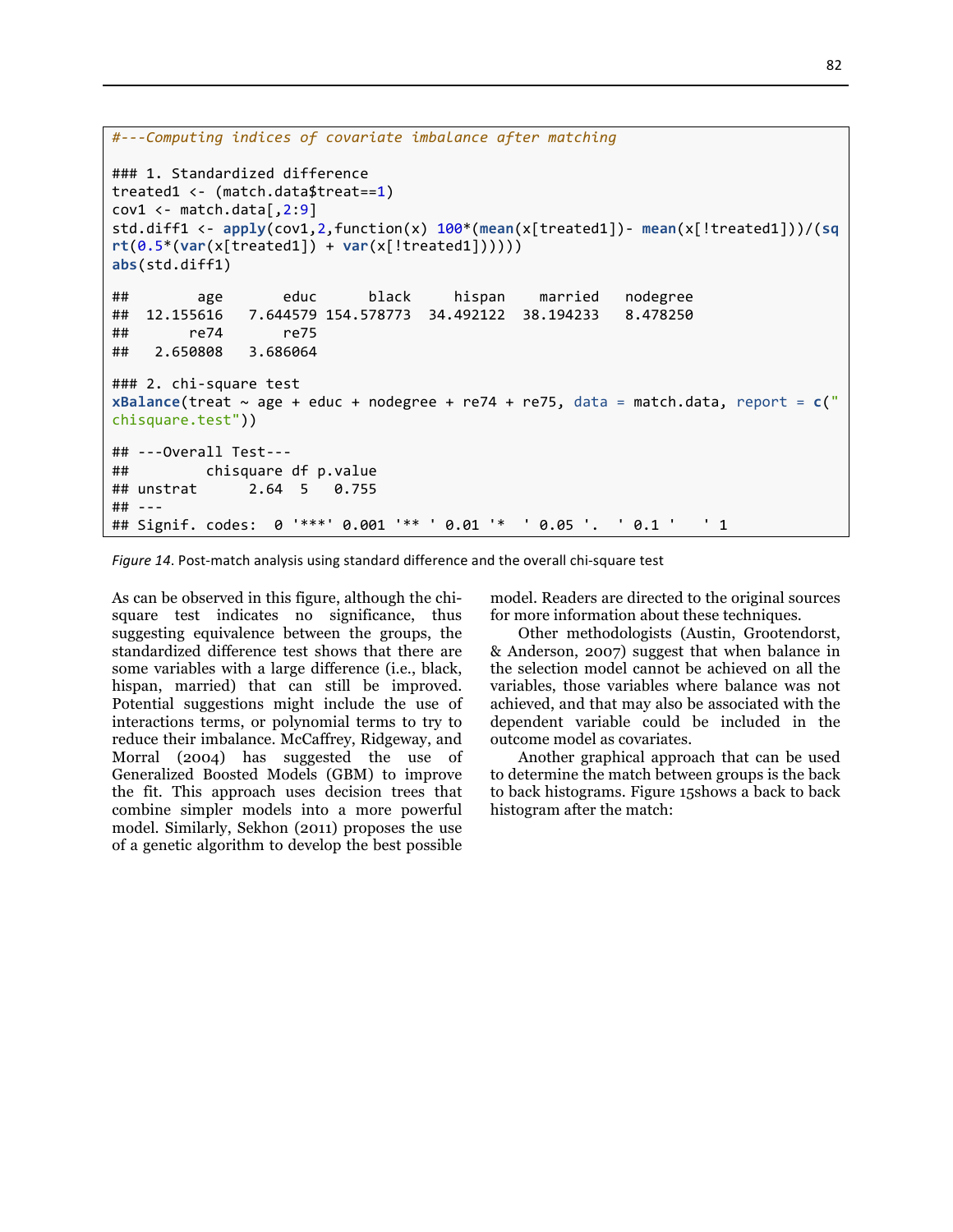```
#---Computing indices of covariate imbalance after matching

### 1. Standardized difference
treated1 <- (match.data$treat==1)
cov1 <- match.data[,2:9]
std.diff1 <- apply(cov1,2,function(x) 100*(mean(x[treated1])- mean(x[!treated1]))/(sq
rt(0.5*(var(x[treated1]) + var(x[!treated1])))))
abs(std.diff1)

##        age       educ      black     hispan    married   nodegree
##  12.155616   7.644579 154.578773  34.492122  38.194233   8.478250
##       re74       re75
##   2.650808   3.686064

### 2. chi-square test
xBalance(treat ~ age + educ + nodegree + re74 + re75, data = match.data, report = c("
chisquare.test"))

## ---Overall Test---
##          chisquare df p.value
## unstrat      2.64  5   0.755
## ---
## Signif. codes:  0 '***' 0.001 '** ' 0.01 '*  ' 0.05 '.  ' 0.1 '   ' 1
```

*Figure 14.* Post-match analysis using standard difference and the overall chi-square test

As can be observed in this figure, although the chi-square test indicates no significance, thus suggesting equivalence between the groups, the standardized difference test shows that there are some variables with a large difference (i.e., black, hispan, married) that can still be improved. Potential suggestions might include the use of interactions terms, or polynomial terms to try to reduce their imbalance. McCaffrey, Ridgeway, and Morral (2004) has suggested the use of Generalized Boosted Models (GBM) to improve the fit. This approach uses decision trees that combine simpler models into a more powerful model. Similarly, Sekhon (2011) proposes the use of a genetic algorithm to develop the best possible model. Readers are directed to the original sources for more information about these techniques.

Other methodologists (Austin, Grootendorst, & Anderson, 2007) suggest that when balance in the selection model cannot be achieved on all the variables, those variables where balance was not achieved, and that may also be associated with the dependent variable could be included in the outcome model as covariates.

Another graphical approach that can be used to determine the match between groups is the back to back histograms. Figure 15shows a back to back histogram after the match: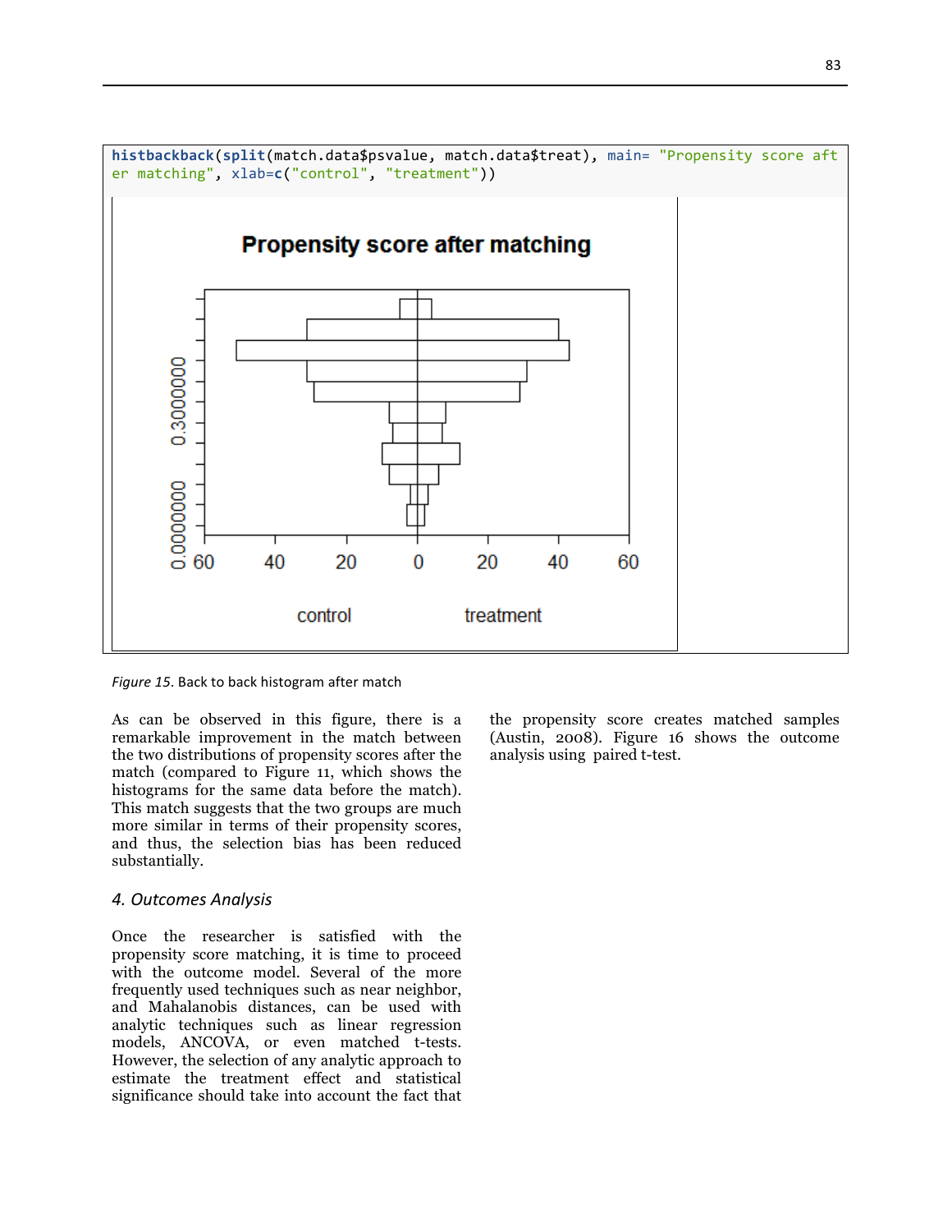```
histbackback(split(match.data$psvalue, match.data$treat), main= "Propensity score after matching", xlab=c("control", "treatment"))
```

*Figure 15*. Back to back histogram after match

As can be observed in this figure, there is a remarkable improvement in the match between the two distributions of propensity scores after the match (compared to Figure 11, which shows the histograms for the same data before the match). This match suggests that the two groups are much more similar in terms of their propensity scores, and thus, the selection bias has been reduced substantially.

## *4. Outcomes Analysis*

Once the researcher is satisfied with the propensity score matching, it is time to proceed with the outcome model. Several of the more frequently used techniques such as near neighbor, and Mahalanobis distances, can be used with analytic techniques such as linear regression models, ANCOVA, or even matched t-tests. However, the selection of any analytic approach to estimate the treatment effect and statistical significance should take into account the fact that the propensity score creates matched samples (Austin, 2008). Figure 16 shows the outcome analysis using paired t-test.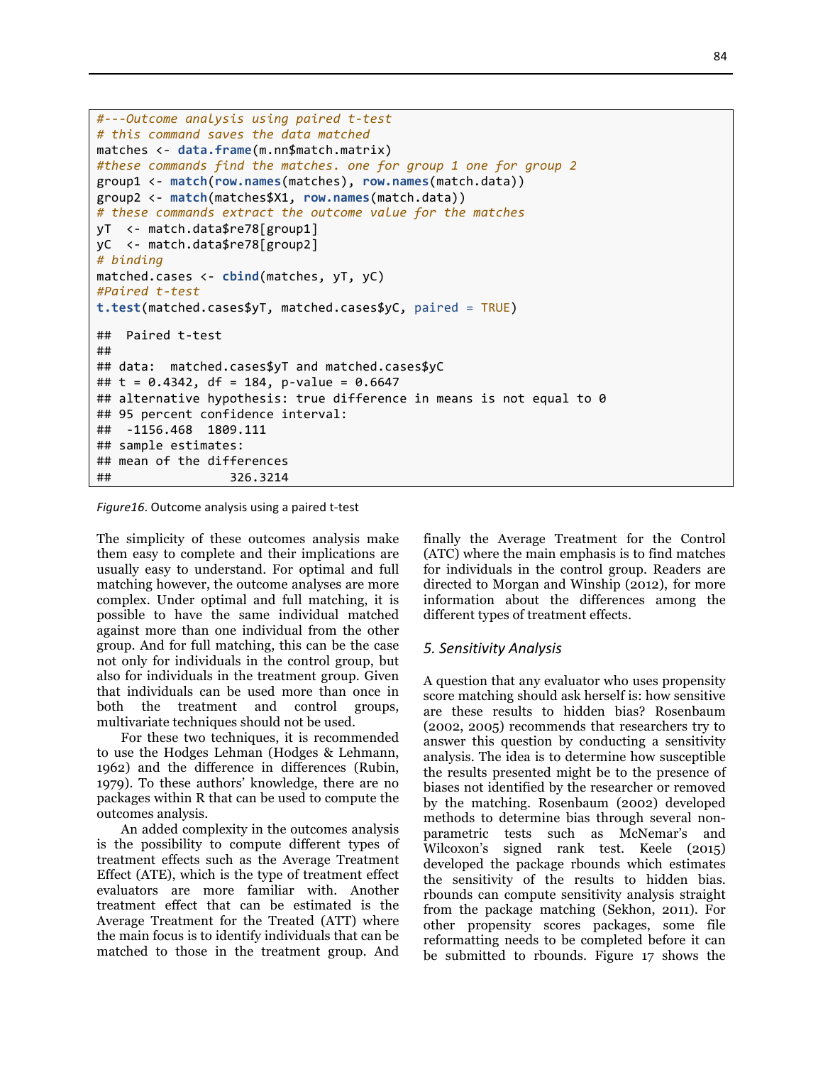```
#---Outcome analysis using paired t-test
# this command saves the data matched
matches <- data.frame(m.nn$match.matrix)
#these commands find the matches. one for group 1 one for group 2
group1 <- match(row.names(matches), row.names(match.data))
group2 <- match(matches$X1, row.names(match.data))
# these commands extract the outcome value for the matches
yT  <- match.data$re78[group1]
yC  <- match.data$re78[group2]
# binding
matched.cases <- cbind(matches, yT, yC)
#Paired t-test
t.test(matched.cases$yT, matched.cases$yC, paired = TRUE)

##  Paired t-test
##
## data:  matched.cases$yT and matched.cases$yC
## t = 0.4342, df = 184, p-value = 0.6647
## alternative hypothesis: true difference in means is not equal to 0
## 95 percent confidence interval:
##  -1156.468  1809.111
## sample estimates:
## mean of the differences
##                326.3214
```

*Figure16*. Outcome analysis using a paired t-test

The simplicity of these outcomes analysis make them easy to complete and their implications are usually easy to understand. For optimal and full matching however, the outcome analyses are more complex. Under optimal and full matching, it is possible to have the same individual matched against more than one individual from the other group. And for full matching, this can be the case not only for individuals in the control group, but also for individuals in the treatment group. Given that individuals can be used more than once in both the treatment and control groups, multivariate techniques should not be used.

For these two techniques, it is recommended to use the Hodges Lehman (Hodges & Lehmann, 1962) and the difference in differences (Rubin, 1979). To these authors' knowledge, there are no packages within R that can be used to compute the outcomes analysis.

An added complexity in the outcomes analysis is the possibility to compute different types of treatment effects such as the Average Treatment Effect (ATE), which is the type of treatment effect evaluators are more familiar with. Another treatment effect that can be estimated is the Average Treatment for the Treated (ATT) where the main focus is to identify individuals that can be matched to those in the treatment group. And finally the Average Treatment for the Control (ATC) where the main emphasis is to find matches for individuals in the control group. Readers are directed to Morgan and Winship (2012), for more information about the differences among the different types of treatment effects.

## *5. Sensitivity Analysis*

A question that any evaluator who uses propensity score matching should ask herself is: how sensitive are these results to hidden bias? Rosenbaum (2002, 2005) recommends that researchers try to answer this question by conducting a sensitivity analysis. The idea is to determine how susceptible the results presented might be to the presence of biases not identified by the researcher or removed by the matching. Rosenbaum (2002) developed methods to determine bias through several non-parametric tests such as McNemar's and Wilcoxon's signed rank test. Keele (2015) developed the package rbounds which estimates the sensitivity of the results to hidden bias. rbounds can compute sensitivity analysis straight from the package matching (Sekhon, 2011). For other propensity scores packages, some file reformatting needs to be completed before it can be submitted to rbounds. Figure 17 shows the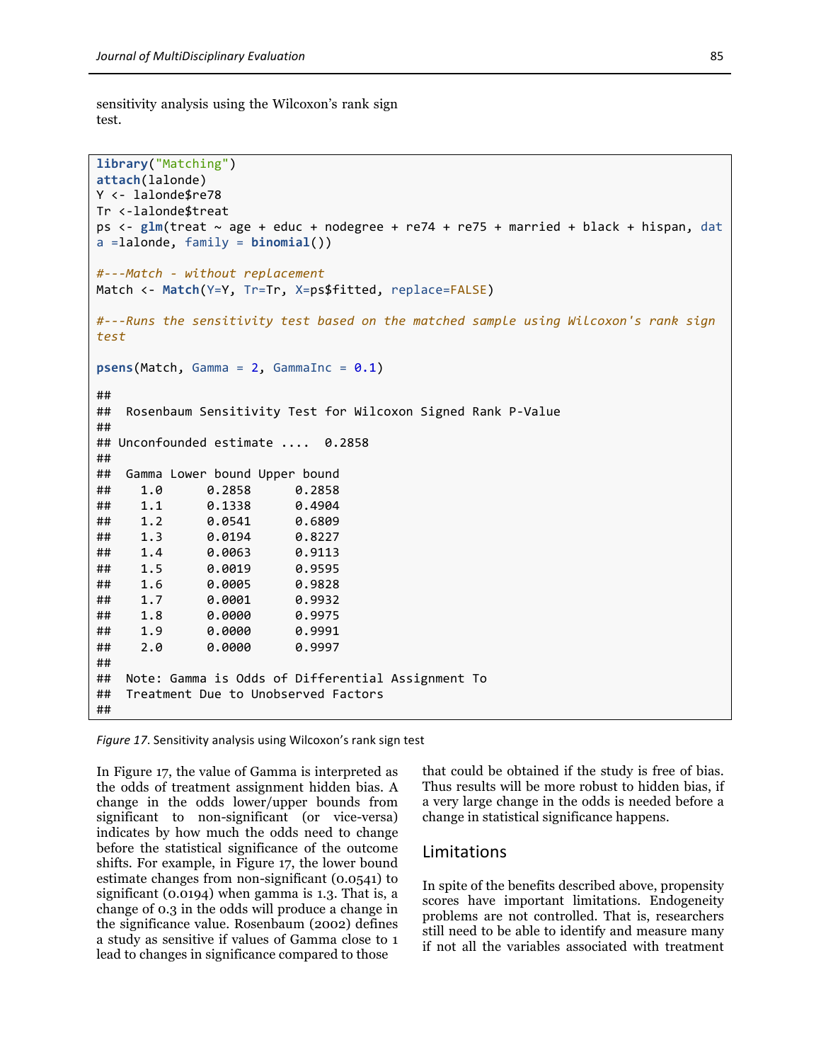sensitivity analysis using the Wilcoxon's rank sign test.

```
library("Matching")
attach(lalonde)
Y <- lalonde$re78
Tr <-lalonde$treat
ps <- glm(treat ~ age + educ + nodegree + re74 + re75 + married + black + hispan, dat
a =lalonde, family = binomial())

#---Match - without replacement
Match <- Match(Y=Y, Tr=Tr, X=ps$fitted, replace=FALSE)

#---Runs the sensitivity test based on the matched sample using Wilcoxon's rank sign
test

psens(Match, Gamma = 2, GammaInc = 0.1)

##
##  Rosenbaum Sensitivity Test for Wilcoxon Signed Rank P-Value
##
## Unconfounded estimate ....  0.2858
##
##  Gamma Lower bound Upper bound
##    1.0      0.2858      0.2858
##    1.1      0.1338      0.4904
##    1.2      0.0541      0.6809
##    1.3      0.0194      0.8227
##    1.4      0.0063      0.9113
##    1.5      0.0019      0.9595
##    1.6      0.0005      0.9828
##    1.7      0.0001      0.9932
##    1.8      0.0000      0.9975
##    1.9      0.0000      0.9991
##    2.0      0.0000      0.9997
##
##  Note: Gamma is Odds of Differential Assignment To
##  Treatment Due to Unobserved Factors
##
```

*Figure 17.* Sensitivity analysis using Wilcoxon's rank sign test

In Figure 17, the value of Gamma is interpreted as the odds of treatment assignment hidden bias. A change in the odds lower/upper bounds from significant to non-significant (or vice-versa) indicates by how much the odds need to change before the statistical significance of the outcome shifts. For example, in Figure 17, the lower bound estimate changes from non-significant (0.0541) to significant (0.0194) when gamma is 1.3. That is, a change of 0.3 in the odds will produce a change in the significance value. Rosenbaum (2002) defines a study as sensitive if values of Gamma close to 1 lead to changes in significance compared to those that could be obtained if the study is free of bias. Thus results will be more robust to hidden bias, if a very large change in the odds is needed before a change in statistical significance happens.

## Limitations

In spite of the benefits described above, propensity scores have important limitations. Endogeneity problems are not controlled. That is, researchers still need to be able to identify and measure many if not all the variables associated with treatment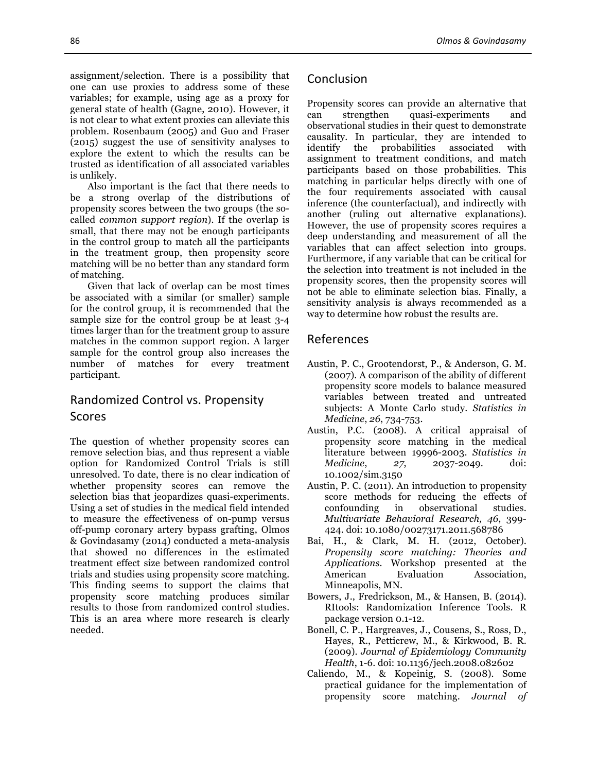assignment/selection. There is a possibility that one can use proxies to address some of these variables; for example, using age as a proxy for general state of health (Gagne, 2010). However, it is not clear to what extent proxies can alleviate this problem. Rosenbaum (2005) and Guo and Fraser (2015) suggest the use of sensitivity analyses to explore the extent to which the results can be trusted as identification of all associated variables is unlikely.

Also important is the fact that there needs to be a strong overlap of the distributions of propensity scores between the two groups (the so-called *common support region*). If the overlap is small, that there may not be enough participants in the control group to match all the participants in the treatment group, then propensity score matching will be no better than any standard form of matching.

Given that lack of overlap can be most times be associated with a similar (or smaller) sample for the control group, it is recommended that the sample size for the control group be at least 3-4 times larger than for the treatment group to assure matches in the common support region. A larger sample for the control group also increases the number of matches for every treatment participant.

## Randomized Control vs. Propensity Scores

The question of whether propensity scores can remove selection bias, and thus represent a viable option for Randomized Control Trials is still unresolved. To date, there is no clear indication of whether propensity scores can remove the selection bias that jeopardizes quasi-experiments. Using a set of studies in the medical field intended to measure the effectiveness of on-pump versus off-pump coronary artery bypass grafting, Olmos & Govindasamy (2014) conducted a meta-analysis that showed no differences in the estimated treatment effect size between randomized control trials and studies using propensity score matching. This finding seems to support the claims that propensity score matching produces similar results to those from randomized control studies. This is an area where more research is clearly needed.

## Conclusion

Propensity scores can provide an alternative that can strengthen quasi-experiments and observational studies in their quest to demonstrate causality. In particular, they are intended to identify the probabilities associated with assignment to treatment conditions, and match participants based on those probabilities. This matching in particular helps directly with one of the four requirements associated with causal inference (the counterfactual), and indirectly with another (ruling out alternative explanations). However, the use of propensity scores requires a deep understanding and measurement of all the variables that can affect selection into groups. Furthermore, if any variable that can be critical for the selection into treatment is not included in the propensity scores, then the propensity scores will not be able to eliminate selection bias. Finally, a sensitivity analysis is always recommended as a way to determine how robust the results are.

## References

Austin, P. C., Grootendorst, P., & Anderson, G. M. (2007). A comparison of the ability of different propensity score models to balance measured variables between treated and untreated subjects: A Monte Carlo study. *Statistics in Medicine*, *26*, 734-753.

Austin, P.C. (2008). A critical appraisal of propensity score matching in the medical literature between 19996-2003. *Statistics in Medicine*, *27*, 2037-2049. doi: 10.1002/sim.3150

Austin, P. C. (2011). An introduction to propensity score methods for reducing the effects of confounding in observational studies. *Multivariate Behavioral Research, 46*, 399-424. doi: 10.1080/00273171.2011.568786

Bai, H., & Clark, M. H. (2012, October). *Propensity score matching: Theories and Applications*. Workshop presented at the American Evaluation Association, Minneapolis, MN.

Bowers, J., Fredrickson, M., & Hansen, B. (2014). RItools: Randomization Inference Tools. R package version 0.1-12.

Bonell, C. P., Hargreaves, J., Cousens, S., Ross, D., Hayes, R., Petticrew, M., & Kirkwood, B. R. (2009). *Journal of Epidemiology Community Health*, 1-6. doi: 10.1136/jech.2008.082602

Caliendo, M., & Kopeinig, S. (2008). Some practical guidance for the implementation of propensity score matching. *Journal of*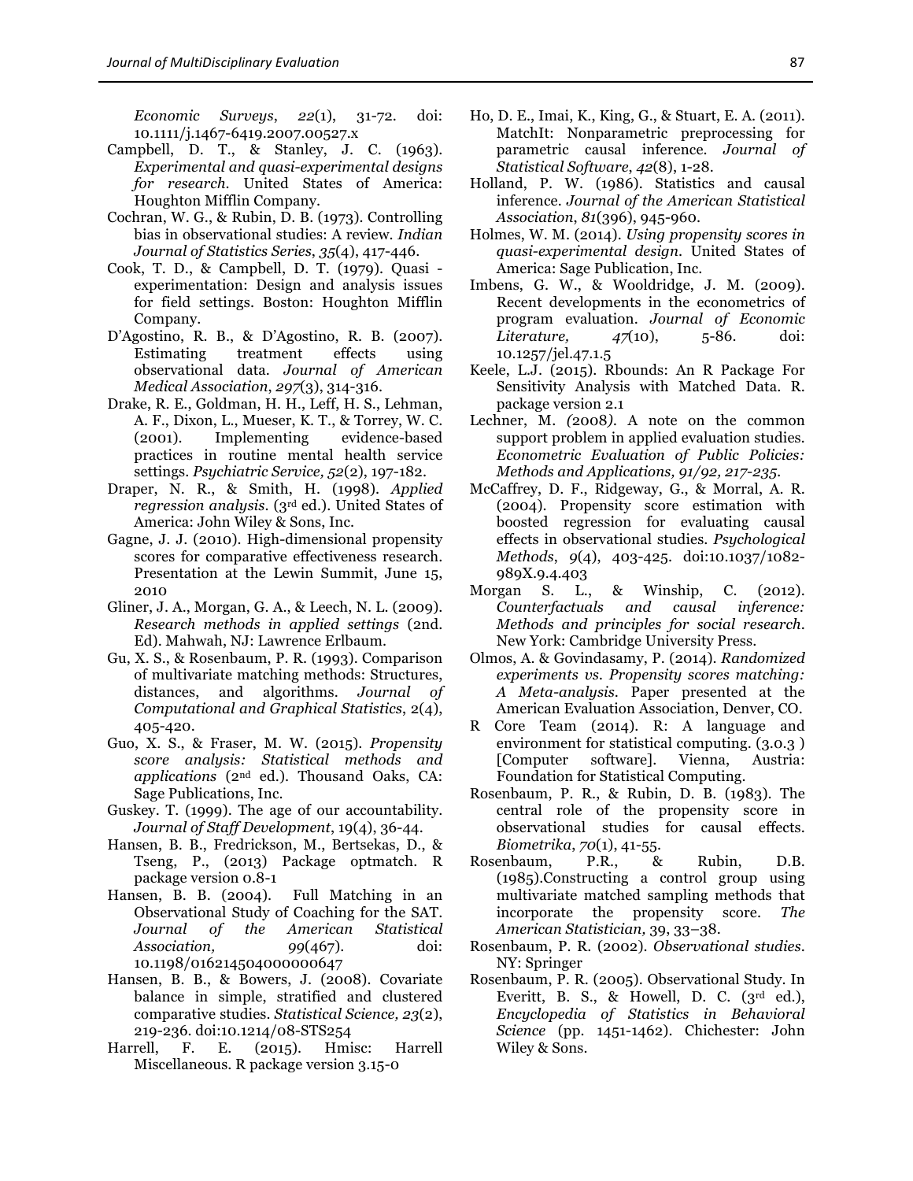*Economic Surveys*, *22*(1), 31-72. doi: 10.1111/j.1467-6419.2007.00527.x

Campbell, D. T., & Stanley, J. C. (1963). *Experimental and quasi-experimental designs for research*. United States of America: Houghton Mifflin Company.

Cochran, W. G., & Rubin, D. B. (1973). Controlling bias in observational studies: A review. *Indian Journal of Statistics Series*, *35*(4), 417-446.

Cook, T. D., & Campbell, D. T. (1979). Quasi - experimentation: Design and analysis issues for field settings. Boston: Houghton Mifflin Company.

D'Agostino, R. B., & D'Agostino, R. B. (2007). Estimating treatment effects using observational data. *Journal of American Medical Association*, *297*(3), 314-316.

Drake, R. E., Goldman, H. H., Leff, H. S., Lehman, A. F., Dixon, L., Mueser, K. T., & Torrey, W. C. (2001). Implementing evidence-based practices in routine mental health service settings. *Psychiatric Service, 52*(2), 197-182.

Draper, N. R., & Smith, H. (1998). *Applied regression analysis*. (3rd ed.). United States of America: John Wiley & Sons, Inc.

Gagne, J. J. (2010). High-dimensional propensity scores for comparative effectiveness research. Presentation at the Lewin Summit, June 15, 2010

Gliner, J. A., Morgan, G. A., & Leech, N. L. (2009). *Research methods in applied settings* (2nd. Ed). Mahwah, NJ: Lawrence Erlbaum.

Gu, X. S., & Rosenbaum, P. R. (1993). Comparison of multivariate matching methods: Structures, distances, and algorithms. *Journal of Computational and Graphical Statistics*, 2(4), 405-420.

Guo, X. S., & Fraser, M. W. (2015). *Propensity score analysis: Statistical methods and applications* (2nd ed.). Thousand Oaks, CA: Sage Publications, Inc.

Guskey. T. (1999). The age of our accountability. *Journal of Staff Development*, 19(4), 36-44.

Hansen, B. B., Fredrickson, M., Bertsekas, D., & Tseng, P., (2013) Package optmatch. R package version 0.8-1

Hansen, B. B. (2004). Full Matching in an Observational Study of Coaching for the SAT. *Journal of the American Statistical Association, 99*(467). doi: 10.1198/016214504000000647

Hansen, B. B., & Bowers, J. (2008). Covariate balance in simple, stratified and clustered comparative studies. *Statistical Science, 23*(2), 219-236. doi:10.1214/08-STS254

Harrell, F. E. (2015). Hmisc: Harrell Miscellaneous. R package version 3.15-0

Ho, D. E., Imai, K., King, G., & Stuart, E. A. (2011). MatchIt: Nonparametric preprocessing for parametric causal inference. *Journal of Statistical Software*, *42*(8), 1-28.

Holland, P. W. (1986). Statistics and causal inference. *Journal of the American Statistical Association, 81*(396), 945-960.

Holmes, W. M. (2014). *Using propensity scores in quasi-experimental design*. United States of America: Sage Publication, Inc.

Imbens, G. W., & Wooldridge, J. M. (2009). Recent developments in the econometrics of program evaluation. *Journal of Economic Literature, 47*(10), 5-86. doi: 10.1257/jel.47.1.5

Keele, L.J. (2015). Rbounds: An R Package For Sensitivity Analysis with Matched Data. R. package version 2.1

Lechner, M. (2008). A note on the common support problem in applied evaluation studies. *Econometric Evaluation of Public Policies: Methods and Applications, 91/92, 217-235.*

McCaffrey, D. F., Ridgeway, G., & Morral, A. R. (2004). Propensity score estimation with boosted regression for evaluating causal effects in observational studies. *Psychological Methods*, *9*(4), 403-425. doi:10.1037/1082-989X.9.4.403

Morgan S. L., & Winship, C. (2012). *Counterfactuals and causal inference: Methods and principles for social research*. New York: Cambridge University Press.

Olmos, A. & Govindasamy, P. (2014). *Randomized experiments vs. Propensity scores matching: A Meta-analysis.* Paper presented at the American Evaluation Association, Denver, CO.

R Core Team (2014). R: A language and environment for statistical computing. (3.0.3 ) [Computer software]. Vienna, Austria: Foundation for Statistical Computing.

Rosenbaum, P. R., & Rubin, D. B. (1983). The central role of the propensity score in observational studies for causal effects. *Biometrika*, *70*(1), 41-55.

Rosenbaum, P.R., & Rubin, D.B. (1985).Constructing a control group using multivariate matched sampling methods that incorporate the propensity score. *The American Statistician,* 39, 33–38.

Rosenbaum, P. R. (2002). *Observational studies*. NY: Springer

Rosenbaum, P. R. (2005). Observational Study. In Everitt, B. S., & Howell, D. C. (3rd ed.), *Encyclopedia of Statistics in Behavioral Science* (pp. 1451-1462). Chichester: John Wiley & Sons.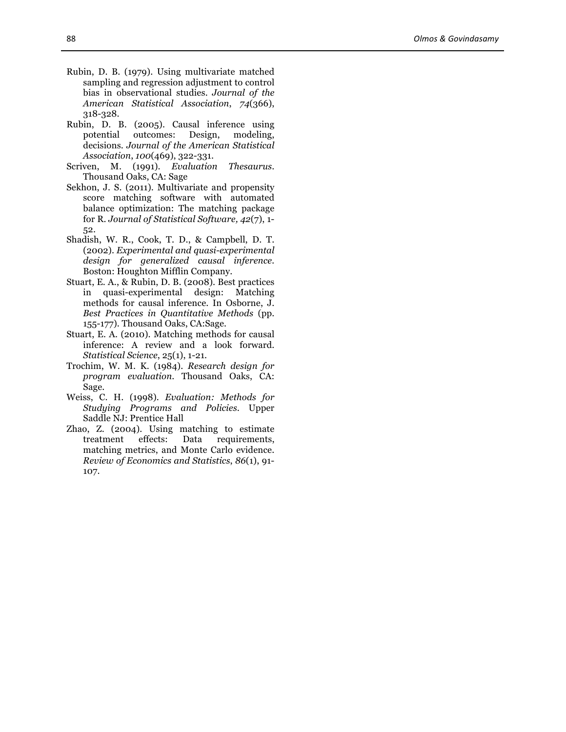Rubin, D. B. (1979). Using multivariate matched sampling and regression adjustment to control bias in observational studies. *Journal of the American Statistical Association*, *74*(366), 318-328.

Rubin, D. B. (2005). Causal inference using potential outcomes: Design, modeling, decisions. *Journal of the American Statistical Association*, *100*(469), 322-331.

Scriven, M. (1991). *Evaluation Thesaurus*. Thousand Oaks, CA: Sage

Sekhon, J. S. (2011). Multivariate and propensity score matching software with automated balance optimization: The matching package for R. *Journal of Statistical Software, 42*(7), 1-52.

Shadish, W. R., Cook, T. D., & Campbell, D. T. (2002). *Experimental and quasi-experimental design for generalized causal inference*. Boston: Houghton Mifflin Company.

Stuart, E. A., & Rubin, D. B. (2008). Best practices in quasi-experimental design: Matching methods for causal inference. In Osborne, J. *Best Practices in Quantitative Methods* (pp. 155-177). Thousand Oaks, CA:Sage.

Stuart, E. A. (2010). Matching methods for causal inference: A review and a look forward. *Statistical Science*, 25(1), 1-21.

Trochim, W. M. K. (1984). *Research design for program evaluation*. Thousand Oaks, CA: Sage.

Weiss, C. H. (1998). *Evaluation: Methods for Studying Programs and Policies*. Upper Saddle NJ: Prentice Hall

Zhao, Z. (2004). Using matching to estimate treatment effects: Data requirements, matching metrics, and Monte Carlo evidence. *Review of Economics and Statistics*, *86*(1), 91-107.